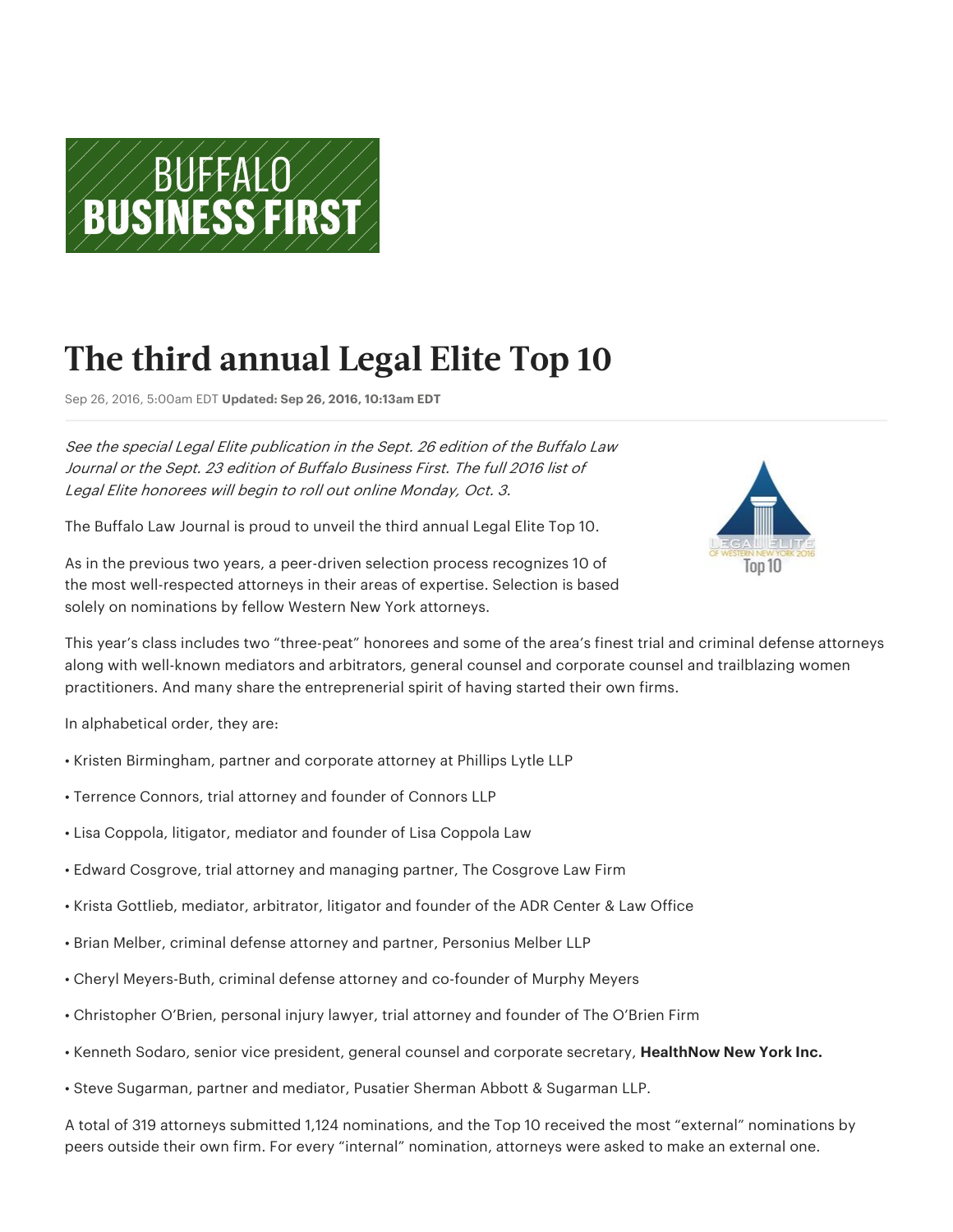# BUFFALO BUSINESS FIRST

# The third annual Legal Elite Top 10

Sep 26, 2016, 5:00am EDT **Updated: Sep 26, 2016, 10:13am EDT**

*See the special Legal Elite publication in the Sept. 26 edition of the Buffalo Law Journal or the Sept. 23 edition of Buffalo Business First. The full 2016 list of Legal Elite honorees will begin to roll out online Monday, Oct. 3.*

The Buffalo Law Journal is proud to unveil the third annual Legal Elite Top 10.

As in the previous two years, a peer-driven selection process recognizes 10 of the most well-respected attorneys in their areas of expertise. Selection is based solely on nominations by fellow Western New York attorneys.

This year's class includes two "three-peat" honorees and some of the area's finest trial and criminal defense attorneys along with well-known mediators and arbitrators, general counsel and corporate counsel and trailblazing women practitioners. And many share the entrepreneurial spirit of having started their own firms.

In alphabetical order, they are:

- Kristen Birmingham, partner and corporate attorney at Phillips Lytle LLP
- Terrence Connors, trial attorney and founder of Connors LLP
- Lisa Coppola, litigator, mediator and founder of Lisa Coppola Law
- Edward Cosgrove, trial attorney and managing partner, The Cosgrove Law Firm
- Krista Gottlieb, mediator, arbitrator, litigator and founder of the ADR Center & Law Office
- Brian Melber, criminal defense attorney and partner, Personius Melber LLP
- Cheryl Meyers-Buth, criminal defense attorney and co-founder of Murphy Meyers
- Christopher O'Brien, personal injury lawyer, trial attorney and founder of The O'Brien Firm
- Kenneth Sodaro, senior vice president, general counsel and corporate secretary, **HealthNow New York Inc.**
- Steve Sugarman, partner and mediator, Pusatier Sherman Abbott & Sugarman LLP.

A total of 319 attorneys submitted 1,124 nominations, and the Top 10 received the most "external" nominations by peers outside their own firm. For every "internal" nomination, attorneys were asked to make an external one.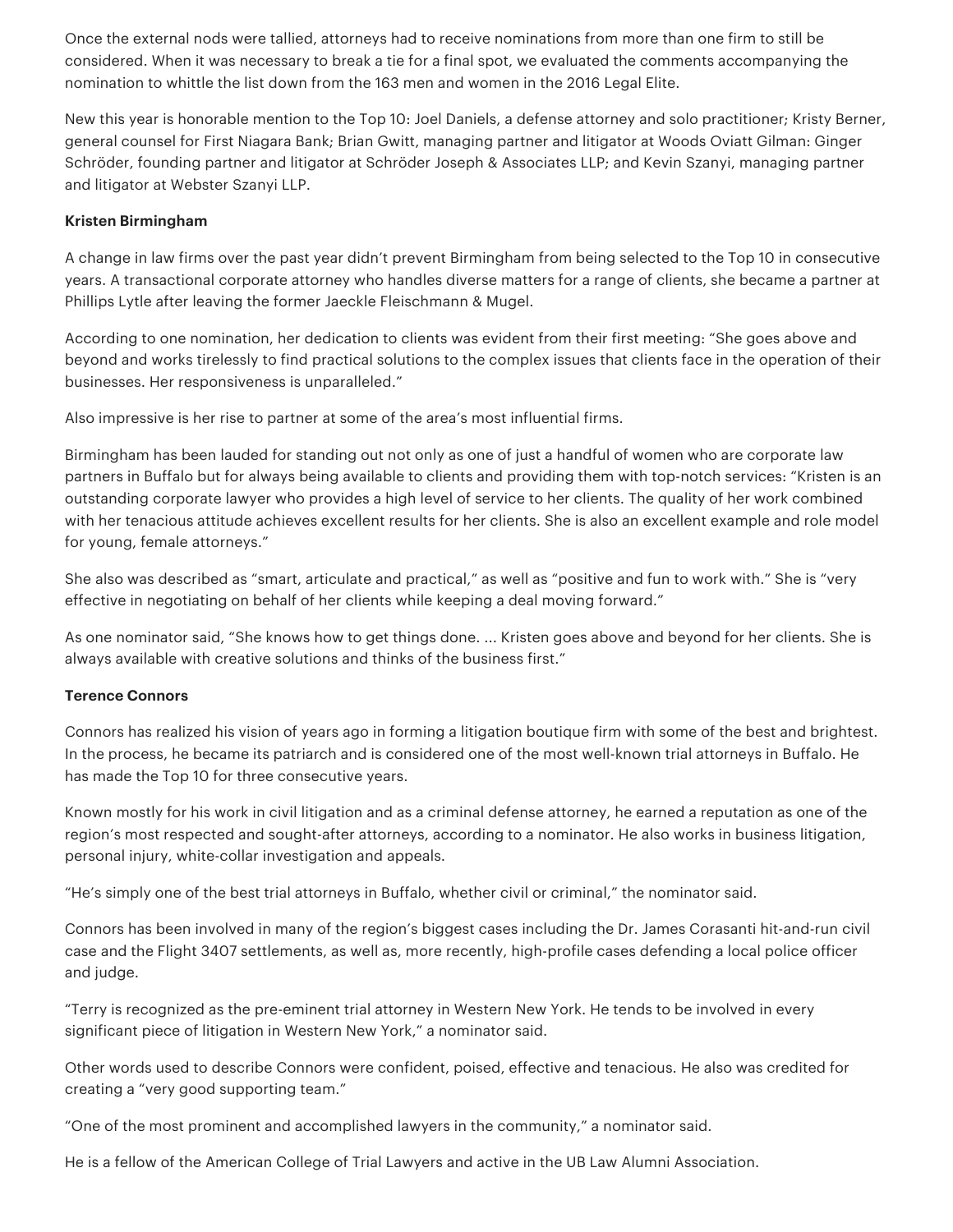Once the external nods were tallied, attorneys had to receive nominations from more than one firm to still be considered. When it was necessary to break a tie for a final spot, we evaluated the comments accompanying the nomination to whittle the list down from the 163 men and women in the 2016 Legal Elite.

New this year is honorable mention to the Top 10: Joel Daniels, a defense attorney and solo practitioner; Kristy Berner, general counsel for First Niagara Bank; Brian Gwitt, managing partner and litigator at Woods Oviatt Gilman: Ginger Schröder, founding partner and litigator at Schröder Joseph & Associates LLP; and Kevin Szanyi, managing partner and litigator at Webster Szanyi LLP.

**Kristen Birmingham**

A change in law firms over the past year didn't prevent Birmingham from being selected to the Top 10 in consecutive years. A transactional corporate attorney who handles diverse matters for a range of clients, she became a partner at Phillips Lytle after leaving the former Jaeckle Fleischmann & Mugel.

According to one nomination, her dedication to clients was evident from their first meeting: "She goes above and beyond and works tirelessly to find practical solutions to the complex issues that clients face in the operation of their businesses. Her responsiveness is unparalleled."

Also impressive is her rise to partner at some of the area's most influential firms.

Birmingham has been lauded for standing out not only as one of just a handful of women who are corporate law partners in Buffalo but for always being available to clients and providing them with top-notch services: "Kristen is an outstanding corporate lawyer who provides a high level of service to her clients. The quality of her work combined with her tenacious attitude achieves excellent results for her clients. She is also an excellent example and role model for young, female attorneys."

She also was described as "smart, articulate and practical," as well as "positive and fun to work with." She is "very effective in negotiating on behalf of her clients while keeping a deal moving forward."

As one nominator said, "She knows how to get things done. ... Kristen goes above and beyond for her clients. She is always available with creative solutions and thinks of the business first."

**Terence Connors**

Connors has realized his vision of years ago in forming a litigation boutique firm with some of the best and brightest. In the process, he became its patriarch and is considered one of the most well-known trial attorneys in Buffalo. He has made the Top 10 for three consecutive years.

Known mostly for his work in civil litigation and as a criminal defense attorney, he earned a reputation as one of the region's most respected and sought-after attorneys, according to a nominator. He also works in business litigation, personal injury, white-collar investigation and appeals.

"He's simply one of the best trial attorneys in Buffalo, whether civil or criminal," the nominator said.

Connors has been involved in many of the region's biggest cases including the Dr. James Corasanti hit-and-run civil case and the Flight 3407 settlements, as well as, more recently, high-profile cases defending a local police officer and judge.

"Terry is recognized as the pre-eminent trial attorney in Western New York. He tends to be involved in every significant piece of litigation in Western New York," a nominator said.

Other words used to describe Connors were confident, poised, effective and tenacious. He also was credited for creating a "very good supporting team."

"One of the most prominent and accomplished lawyers in the community," a nominator said.

He is a fellow of the American College of Trial Lawyers and active in the UB Law Alumni Association.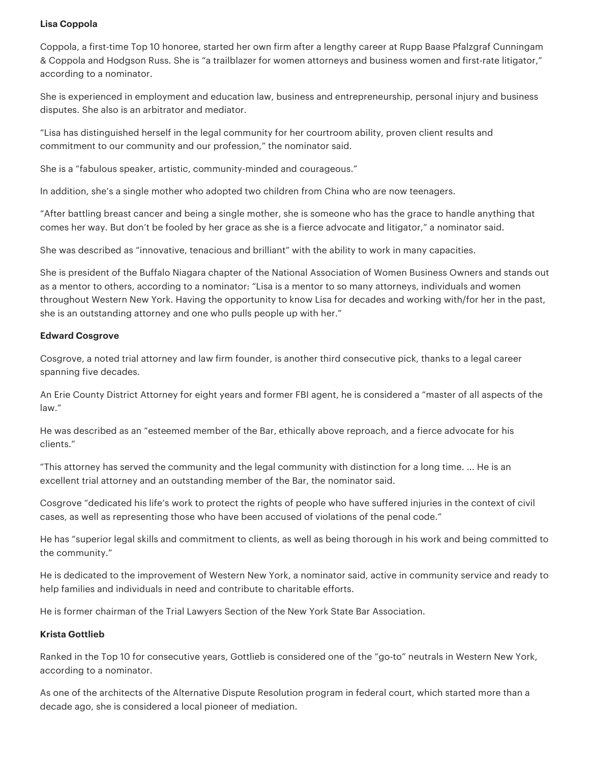**Lisa Coppola**

Coppola, a first-time Top 10 honoree, started her own firm after a lengthy career at Rupp Baase Pfalzgraf Cunningam & Coppola and Hodgson Russ. She is "a trailblazer for women attorneys and business women and first-rate litigator," according to a nominator.

She is experienced in employment and education law, business and entrepreneurship, personal injury and business disputes. She also is an arbitrator and mediator.

"Lisa has distinguished herself in the legal community for her courtroom ability, proven client results and commitment to our community and our profession," the nominator said.

She is a "fabulous speaker, artistic, community-minded and courageous."

In addition, she's a single mother who adopted two children from China who are now teenagers.

"After battling breast cancer and being a single mother, she is someone who has the grace to handle anything that comes her way. But don't be fooled by her grace as she is a fierce advocate and litigator," a nominator said.

She was described as "innovative, tenacious and brilliant" with the ability to work in many capacities.

She is president of the Buffalo Niagara chapter of the National Association of Women Business Owners and stands out as a mentor to others, according to a nominator: "Lisa is a mentor to so many attorneys, individuals and women throughout Western New York. Having the opportunity to know Lisa for decades and working with/for her in the past, she is an outstanding attorney and one who pulls people up with her."

**Edward Cosgrove**

Cosgrove, a noted trial attorney and law firm founder, is another third consecutive pick, thanks to a legal career spanning five decades.

An Erie County District Attorney for eight years and former FBI agent, he is considered a "master of all aspects of the law."

He was described as an "esteemed member of the Bar, ethically above reproach, and a fierce advocate for his clients."

"This attorney has served the community and the legal community with distinction for a long time. ... He is an excellent trial attorney and an outstanding member of the Bar, the nominator said.

Cosgrove "dedicated his life's work to protect the rights of people who have suffered injuries in the context of civil cases, as well as representing those who have been accused of violations of the penal code."

He has "superior legal skills and commitment to clients, as well as being thorough in his work and being committed to the community."

He is dedicated to the improvement of Western New York, a nominator said, active in community service and ready to help families and individuals in need and contribute to charitable efforts.

He is former chairman of the Trial Lawyers Section of the New York State Bar Association.

**Krista Gottlieb**

Ranked in the Top 10 for consecutive years, Gottlieb is considered one of the "go-to" neutrals in Western New York, according to a nominator.

As one of the architects of the Alternative Dispute Resolution program in federal court, which started more than a decade ago, she is considered a local pioneer of mediation.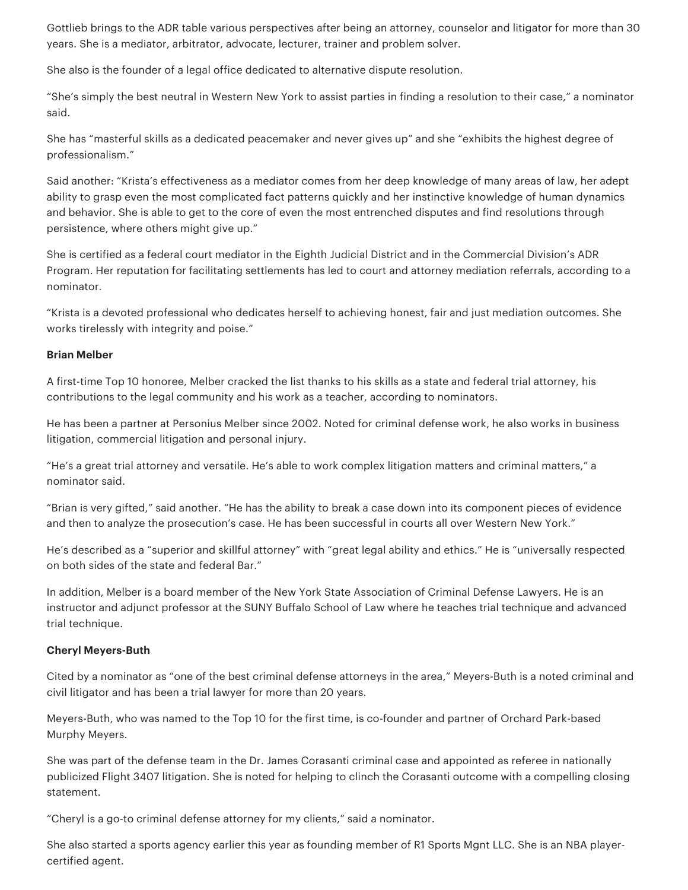Gottlieb brings to the ADR table various perspectives after being an attorney, counselor and litigator for more than 30 years. She is a mediator, arbitrator, advocate, lecturer, trainer and problem solver.

She also is the founder of a legal office dedicated to alternative dispute resolution.

"She's simply the best neutral in Western New York to assist parties in finding a resolution to their case," a nominator said.

She has "masterful skills as a dedicated peacemaker and never gives up" and she "exhibits the highest degree of professionalism."

Said another: "Krista's effectiveness as a mediator comes from her deep knowledge of many areas of law, her adept ability to grasp even the most complicated fact patterns quickly and her instinctive knowledge of human dynamics and behavior. She is able to get to the core of even the most entrenched disputes and find resolutions through persistence, where others might give up."

She is certified as a federal court mediator in the Eighth Judicial District and in the Commercial Division's ADR Program. Her reputation for facilitating settlements has led to court and attorney mediation referrals, according to a nominator.

"Krista is a devoted professional who dedicates herself to achieving honest, fair and just mediation outcomes. She works tirelessly with integrity and poise."

**Brian Melber**

A first-time Top 10 honoree, Melber cracked the list thanks to his skills as a state and federal trial attorney, his contributions to the legal community and his work as a teacher, according to nominators.

He has been a partner at Personius Melber since 2002. Noted for criminal defense work, he also works in business litigation, commercial litigation and personal injury.

"He's a great trial attorney and versatile. He's able to work complex litigation matters and criminal matters," a nominator said.

"Brian is very gifted," said another. "He has the ability to break a case down into its component pieces of evidence and then to analyze the prosecution's case. He has been successful in courts all over Western New York."

He's described as a "superior and skillful attorney" with "great legal ability and ethics." He is "universally respected on both sides of the state and federal Bar."

In addition, Melber is a board member of the New York State Association of Criminal Defense Lawyers. He is an instructor and adjunct professor at the SUNY Buffalo School of Law where he teaches trial technique and advanced trial technique.

**Cheryl Meyers-Buth**

Cited by a nominator as "one of the best criminal defense attorneys in the area," Meyers-Buth is a noted criminal and civil litigator and has been a trial lawyer for more than 20 years.

Meyers-Buth, who was named to the Top 10 for the first time, is co-founder and partner of Orchard Park-based Murphy Meyers.

She was part of the defense team in the Dr. James Corasanti criminal case and appointed as referee in nationally publicized Flight 3407 litigation. She is noted for helping to clinch the Corasanti outcome with a compelling closing statement.

"Cheryl is a go-to criminal defense attorney for my clients," said a nominator.

She also started a sports agency earlier this year as founding member of R1 Sports Mgnt LLC. She is an NBA player-certified agent.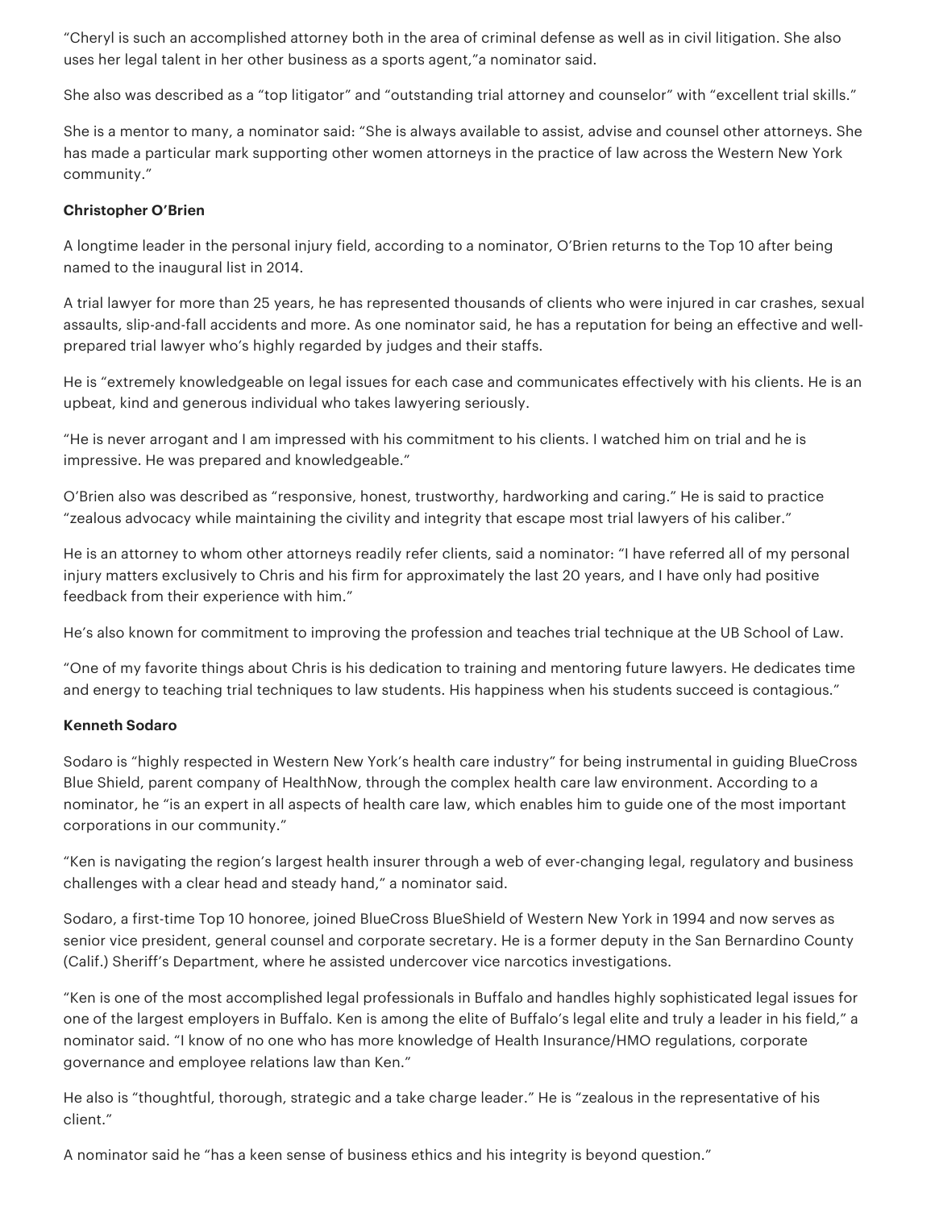"Cheryl is such an accomplished attorney both in the area of criminal defense as well as in civil litigation. She also uses her legal talent in her other business as a sports agent,"a nominator said.

She also was described as a "top litigator" and "outstanding trial attorney and counselor" with "excellent trial skills."

She is a mentor to many, a nominator said: "She is always available to assist, advise and counsel other attorneys. She has made a particular mark supporting other women attorneys in the practice of law across the Western New York community."

**Christopher O'Brien**

A longtime leader in the personal injury field, according to a nominator, O'Brien returns to the Top 10 after being named to the inaugural list in 2014.

A trial lawyer for more than 25 years, he has represented thousands of clients who were injured in car crashes, sexual assaults, slip-and-fall accidents and more. As one nominator said, he has a reputation for being an effective and well-prepared trial lawyer who's highly regarded by judges and their staffs.

He is "extremely knowledgeable on legal issues for each case and communicates effectively with his clients. He is an upbeat, kind and generous individual who takes lawyering seriously.

"He is never arrogant and I am impressed with his commitment to his clients. I watched him on trial and he is impressive. He was prepared and knowledgeable."

O'Brien also was described as "responsive, honest, trustworthy, hardworking and caring." He is said to practice "zealous advocacy while maintaining the civility and integrity that escape most trial lawyers of his caliber."

He is an attorney to whom other attorneys readily refer clients, said a nominator: "I have referred all of my personal injury matters exclusively to Chris and his firm for approximately the last 20 years, and I have only had positive feedback from their experience with him."

He's also known for commitment to improving the profession and teaches trial technique at the UB School of Law.

"One of my favorite things about Chris is his dedication to training and mentoring future lawyers. He dedicates time and energy to teaching trial techniques to law students. His happiness when his students succeed is contagious."

**Kenneth Sodaro**

Sodaro is "highly respected in Western New York's health care industry" for being instrumental in guiding BlueCross Blue Shield, parent company of HealthNow, through the complex health care law environment. According to a nominator, he "is an expert in all aspects of health care law, which enables him to guide one of the most important corporations in our community."

"Ken is navigating the region's largest health insurer through a web of ever-changing legal, regulatory and business challenges with a clear head and steady hand," a nominator said.

Sodaro, a first-time Top 10 honoree, joined BlueCross BlueShield of Western New York in 1994 and now serves as senior vice president, general counsel and corporate secretary. He is a former deputy in the San Bernardino County (Calif.) Sheriff's Department, where he assisted undercover vice narcotics investigations.

"Ken is one of the most accomplished legal professionals in Buffalo and handles highly sophisticated legal issues for one of the largest employers in Buffalo. Ken is among the elite of Buffalo's legal elite and truly a leader in his field," a nominator said. "I know of no one who has more knowledge of Health Insurance/HMO regulations, corporate governance and employee relations law than Ken."

He also is "thoughtful, thorough, strategic and a take charge leader." He is "zealous in the representative of his client."

A nominator said he "has a keen sense of business ethics and his integrity is beyond question."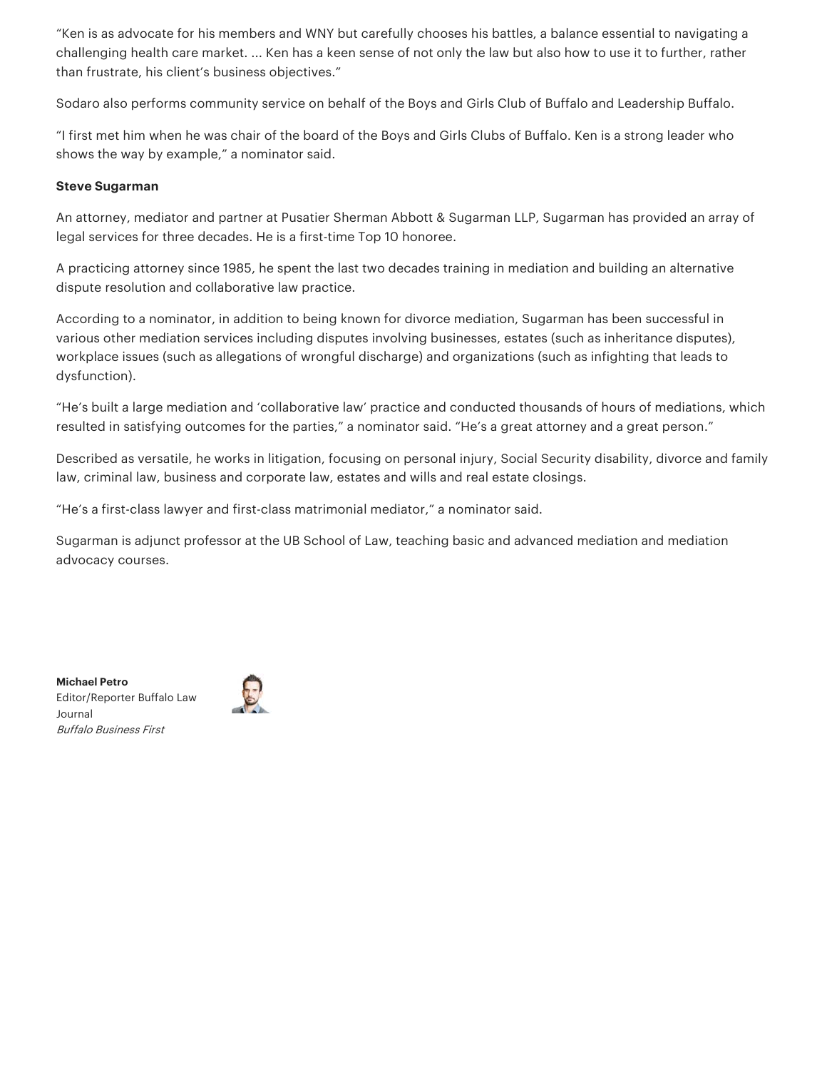"Ken is as advocate for his members and WNY but carefully chooses his battles, a balance essential to navigating a challenging health care market. ... Ken has a keen sense of not only the law but also how to use it to further, rather than frustrate, his client's business objectives."

Sodaro also performs community service on behalf of the Boys and Girls Club of Buffalo and Leadership Buffalo.

"I first met him when he was chair of the board of the Boys and Girls Clubs of Buffalo. Ken is a strong leader who shows the way by example," a nominator said.

**Steve Sugarman**

An attorney, mediator and partner at Pusatier Sherman Abbott & Sugarman LLP, Sugarman has provided an array of legal services for three decades. He is a first-time Top 10 honoree.

A practicing attorney since 1985, he spent the last two decades training in mediation and building an alternative dispute resolution and collaborative law practice.

According to a nominator, in addition to being known for divorce mediation, Sugarman has been successful in various other mediation services including disputes involving businesses, estates (such as inheritance disputes), workplace issues (such as allegations of wrongful discharge) and organizations (such as infighting that leads to dysfunction).

"He's built a large mediation and 'collaborative law' practice and conducted thousands of hours of mediations, which resulted in satisfying outcomes for the parties," a nominator said. "He's a great attorney and a great person."

Described as versatile, he works in litigation, focusing on personal injury, Social Security disability, divorce and family law, criminal law, business and corporate law, estates and wills and real estate closings.

"He's a first-class lawyer and first-class matrimonial mediator," a nominator said.

Sugarman is adjunct professor at the UB School of Law, teaching basic and advanced mediation and mediation advocacy courses.

**Michael Petro**
Editor/Reporter Buffalo Law Journal
*Buffalo Business First*